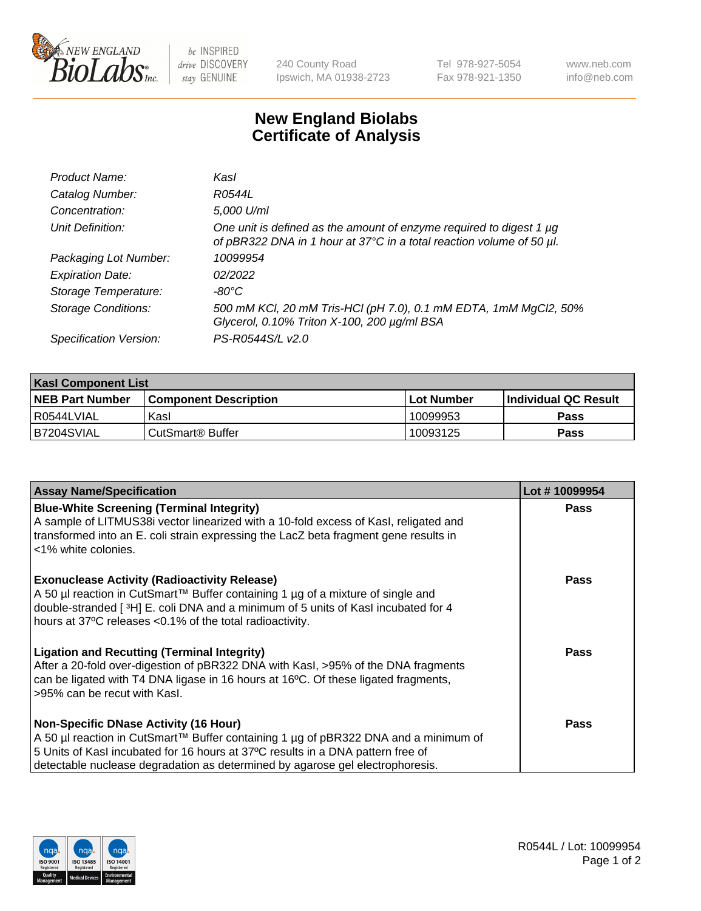# New England Biolabs Certificate of Analysis

| | |
|---|---|
| *Product Name:* | *KasI* |
| *Catalog Number:* | *R0544L* |
| *Concentration:* | *5,000 U/ml* |
| *Unit Definition:* | *One unit is defined as the amount of enzyme required to digest 1 µg of pBR322 DNA in 1 hour at 37°C in a total reaction volume of 50 µl.* |
| *Packaging Lot Number:* | *10099954* |
| *Expiration Date:* | *02/2022* |
| *Storage Temperature:* | *-80°C* |
| *Storage Conditions:* | *500 mM KCl, 20 mM Tris-HCl (pH 7.0), 0.1 mM EDTA, 1mM MgCl2, 50% Glycerol, 0.10% Triton X-100, 200 µg/ml BSA* |
| *Specification Version:* | *PS-R0544S/L v2.0* |

| KasI Component List | | | |
|---|---|---|---|
| **NEB Part Number** | **Component Description** | **Lot Number** | **Individual QC Result** |
| R0544LVIAL | KasI | 10099953 | **Pass** |
| B7204SVIAL | CutSmart® Buffer | 10093125 | **Pass** |

| Assay Name/Specification | Lot # 10099954 |
|---|---|
| **Blue-White Screening (Terminal Integrity)** A sample of LITMUS38i vector linearized with a 10-fold excess of KasI, religated and transformed into an E. coli strain expressing the LacZ beta fragment gene results in <1% white colonies. | **Pass** |
| **Exonuclease Activity (Radioactivity Release)** A 50 µl reaction in CutSmart™ Buffer containing 1 µg of a mixture of single and double-stranded [ $^3$H] E. coli DNA and a minimum of 5 units of KasI incubated for 4 hours at 37ºC releases <0.1% of the total radioactivity. | **Pass** |
| **Ligation and Recutting (Terminal Integrity)** After a 20-fold over-digestion of pBR322 DNA with KasI, >95% of the DNA fragments can be ligated with T4 DNA ligase in 16 hours at 16ºC. Of these ligated fragments, >95% can be recut with KasI. | **Pass** |
| **Non-Specific DNase Activity (16 Hour)** A 50 µl reaction in CutSmart™ Buffer containing 1 µg of pBR322 DNA and a minimum of 5 Units of KasI incubated for 16 hours at 37ºC results in a DNA pattern free of detectable nuclease degradation as determined by agarose gel electrophoresis. | **Pass** |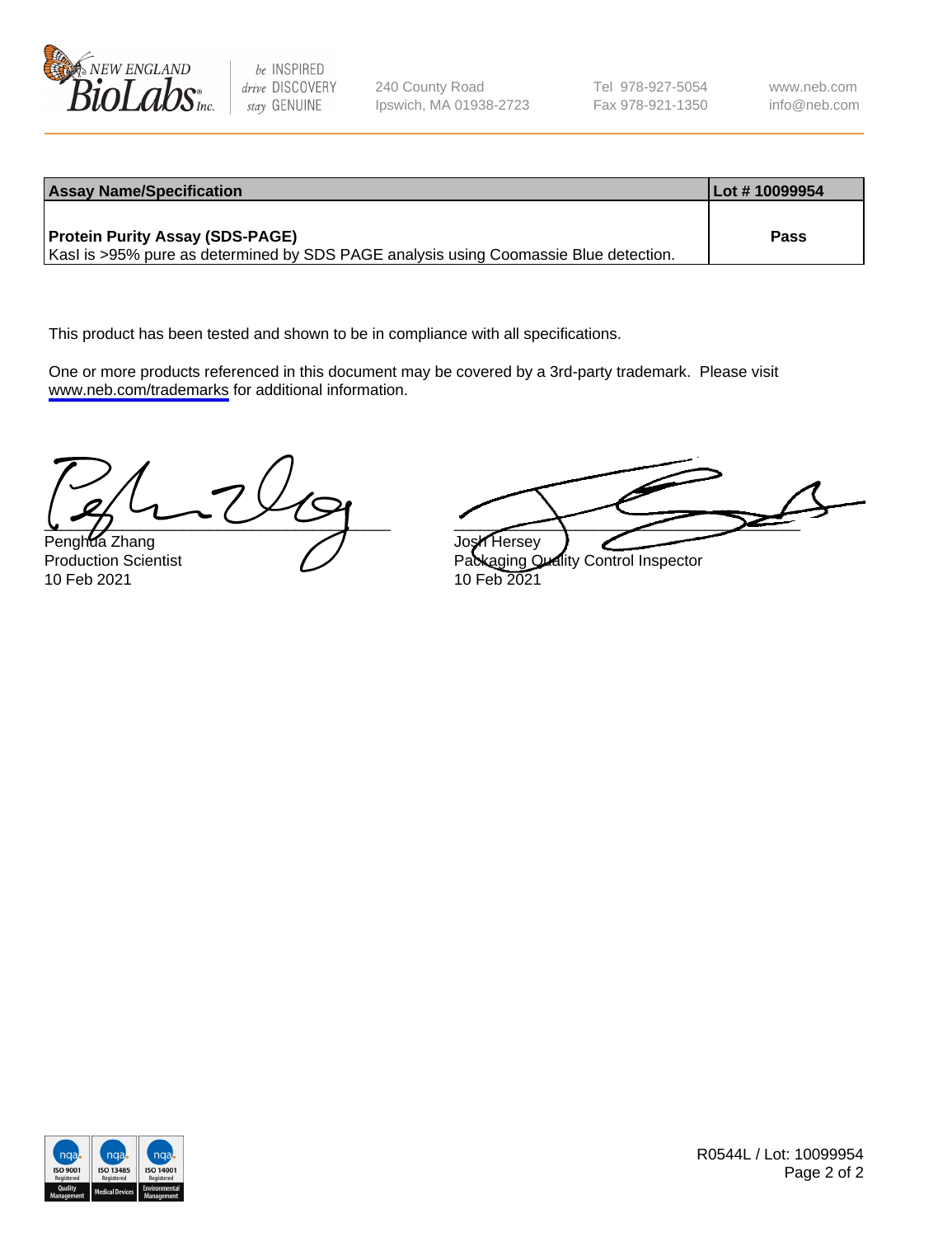240 County Road
Ipswich, MA 01938-2723

Tel 978-927-5054
Fax 978-921-1350

www.neb.com
info@neb.com

| Assay Name/Specification | Lot # 10099954 |
|---|---|
| **Protein Purity Assay (SDS-PAGE)**<br>KasI is >95% pure as determined by SDS PAGE analysis using Coomassie Blue detection. | **Pass** |

This product has been tested and shown to be in compliance with all specifications.

One or more products referenced in this document may be covered by a 3rd-party trademark. Please visit www.neb.com/trademarks for additional information.

Penghua Zhang
Production Scientist
10 Feb 2021

Josh Hersey
Packaging Quality Control Inspector
10 Feb 2021

R0544L / Lot: 10099954